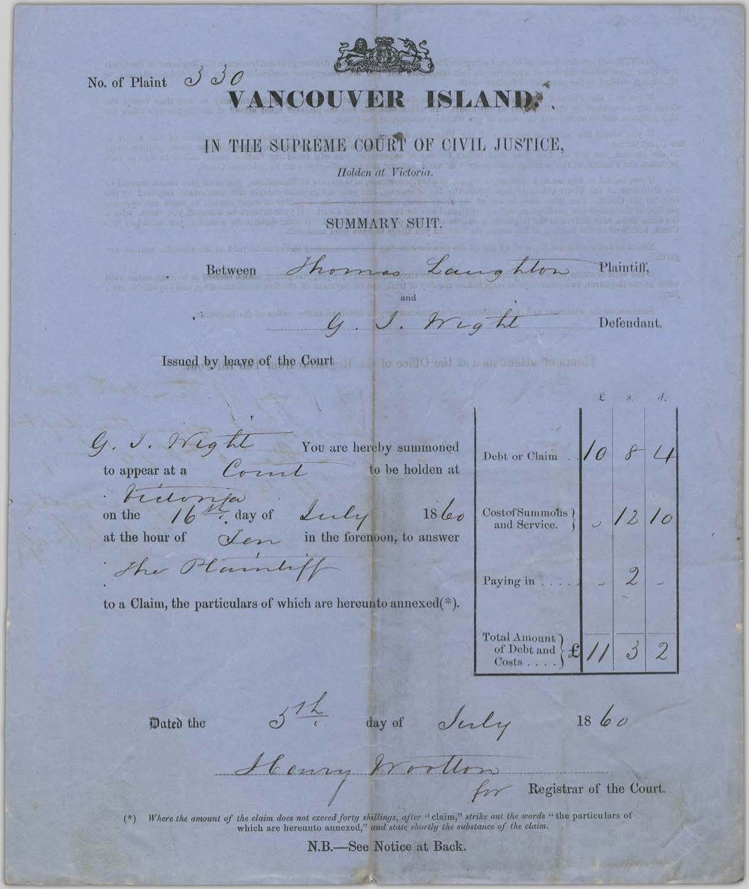No. of Plaint 330

# VANCOUVER ISLAND.

## IN THE SUPREME COURT OF CIVIL JUSTICE,

*Holden at Victoria.*

### SUMMARY SUIT.

Between Thomas Laughton Plaintiff,

and

G. T. Wight Defendant.

Issued by leave of the Court

G. T. Wight You are hereby summoned to appear at a Court to be holden at Victoria on the 16th day of July 1860 at the hour of Ten in the forenoon, to answer the Plaintiff to a Claim, the particulars of which are hereunto annexed(*).

| | £ | s. | d. |
|---|---|---|---|
| Debt or Claim | 10 | 8 | 4 |
| Cost of Summons and Service. | – | 12 | 10 |
| Paying in | – | 2 | – |
| Total Amount of Debt and Costs | £ 11 | 3 | 2 |

Dated the 5th day of July 1860

Henry Wootton
for Registrar of the Court.

(*) *Where the amount of the claim does not exceed forty shillings, after "claim," strike out the words "the particulars of which are hereunto annexed," and state shortly the substance of the claim.*

N.B.—See Notice at Back.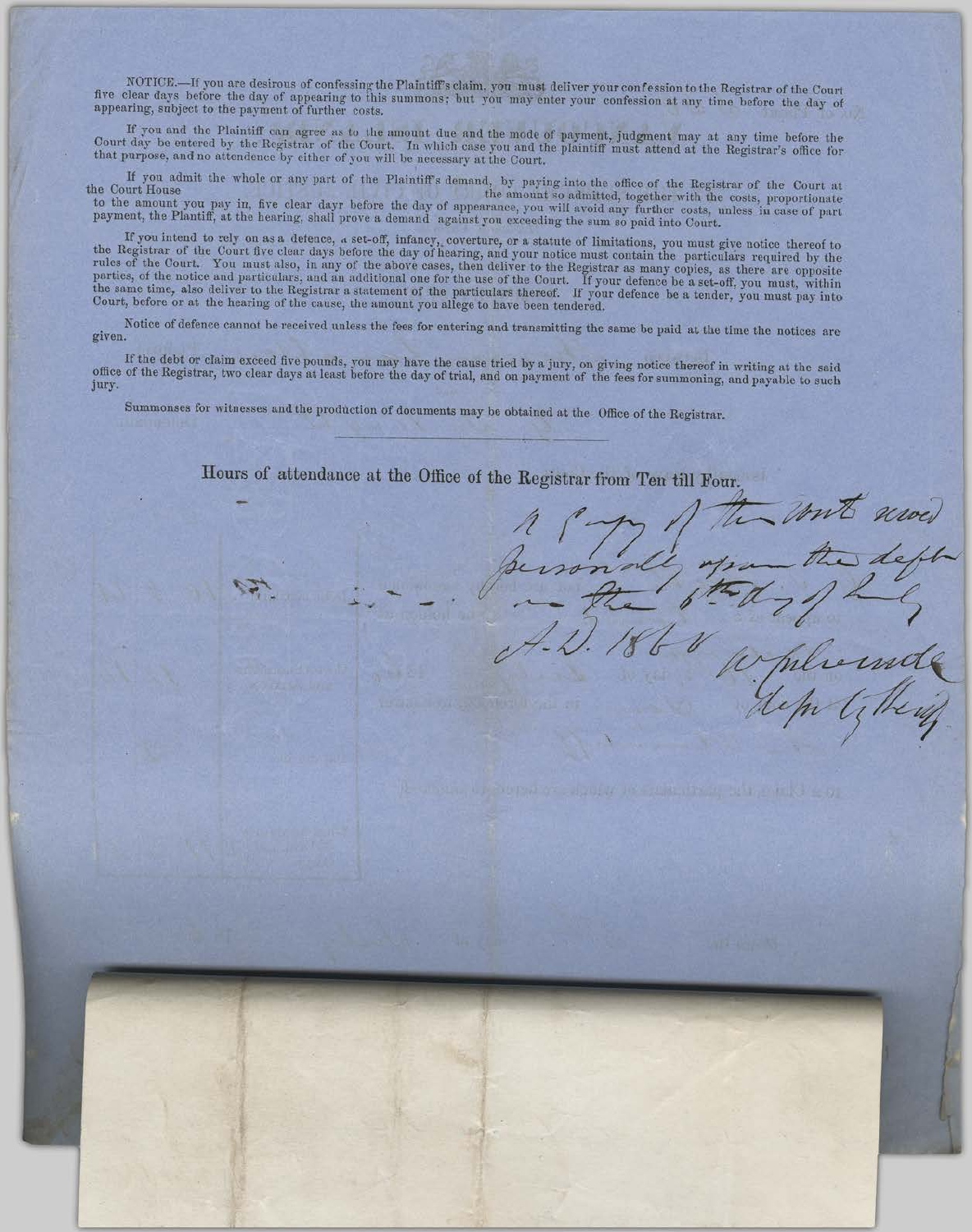NOTICE.—If you are desirous of confessing the Plaintiff's claim, you must deliver your confession to the Registrar of the Court five clear days before the day of appearing to this summons; but you may enter your confession at any time before the day of appearing, subject to the payment of further costs.

If you and the Plaintiff can agree as to the amount due and the mode of payment, judgment may at any time before the Court day be entered by the Registrar of the Court. In which case you and the plaintiff must attend at the Registrar's office for that purpose, and no attendence by either of you will be necessary at the Court.

If you admit the whole or any part of the Plaintiff's demand, by paying into the office of the Registrar of the Court at the Court House the amount so admitted, together with the costs, proportionate to the amount you pay in, five clear dayr before the day of appearance, you will avoid any further costs, unless in case of part payment, the Plantiff, at the hearing, shall prove a demand against you exceeding the sum so paid into Court.

If you intend to rely on as a defence, a set-off, infancy, coverture, or a statute of limitations, you must give notice thereof to the Registrar of the Court five clear days before the day of hearing, and your notice must contain the particulars required by the rules of the Court. You must also, in any of the above cases, then deliver to the Registrar as many copies, as there are opposite parties, of the notice and particulars, and an additional one for the use of the Court. If your defence be a set-off, you must, within the same time, also deliver to the Registrar a statement of the particulars thereof. If your defence be a tender, you must pay into Court, before or at the hearing of the cause, the amount you allege to have been tendered.

Notice of defence cannot be received unless the fees for entering and transmitting the same be paid at the time the notices are given.

If the debt or claim exceed five pounds, you may have the cause tried by a jury, on giving notice thereof in writing at the said office of the Registrar, two clear days at least before the day of trial, and on payment of the fees for summoning, and payable to such jury.

Summonses for witnesses and the production of documents may be obtained at the Office of the Registrar.

---

**Hours of attendance at the Office of the Registrar from Ten till Four.**

A Copy of the writ served personally upon the deft on the 6th day of July A.D. 1868 W Holcombe Deputy Sheriff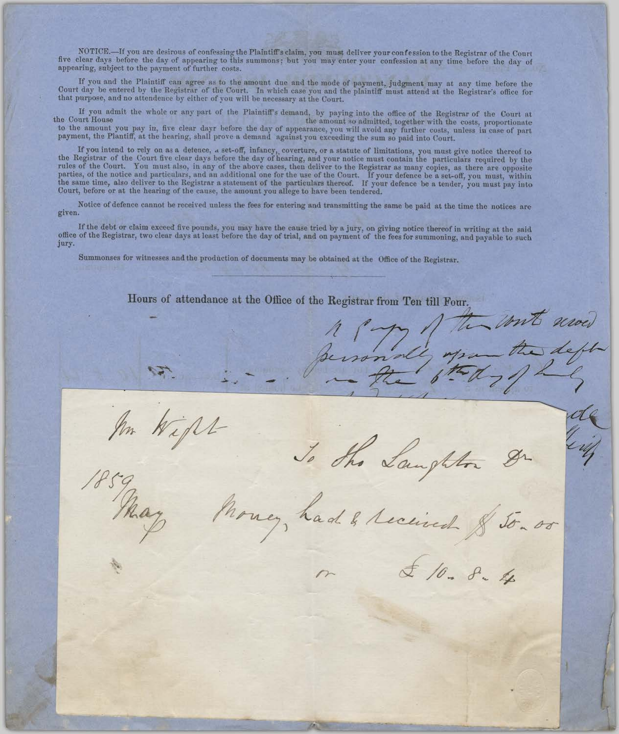NOTICE.—If you are desirous of confessing the Plaintiff's claim, you must deliver your confession to the Registrar of the Court five clear days before the day of appearing to this summons; but you may enter your confession at any time before the day of appearing, subject to the payment of further costs.

If you and the Plaintiff can agree as to the amount due and the mode of payment, judgment may at any time before the Court day be entered by the Registrar of the Court. In which case you and the plaintiff must attend at the Registrar's office for that purpose, and no attendence by either of you will be necessary at the Court.

If you admit the whole or any part of the Plaintiff's demand, by paying into the office of the Registrar of the Court at the Court House the amount so admitted, together with the costs, proportionate to the amount you pay in, five clear dayr before the day of appearance, you will avoid any further costs, unless in case of part payment, the Plantiff, at the hearing, shall prove a demand against you exceeding the sum so paid into Court.

If you intend to rely on as a defence, a set-off, infancy, coverture, or a statute of limitations, you must give notice thereof to the Registrar of the Court five clear days before the day of hearing, and your notice must contain the particulars required by the rules of the Court. You must also, in any of the above cases, then deliver to the Registrar as many copies, as there are opposite parties, of the notice and particulars, and an additional one for the use of the Court. If your defence be a set-off, you must, within the same time, also deliver to the Registrar a statement of the particulars thereof. If your defence be a tender, you must pay into Court, before or at the hearing of the cause, the amount you allege to have been tendered.

Notice of defence cannot be received unless the fees for entering and transmitting the same be paid at the time the notices are given.

If the debt or claim exceed five pounds, you may have the cause tried by a jury, on giving notice thereof in writing at the said office of the Registrar, two clear days at least before the day of trial, and on payment of the fees for summoning, and payable to such jury.

Summonses for witnesses and the production of documents may be obtained at the Office of the Registrar.

---

**Hours of attendance at the Office of the Registrar from Ten till Four.**

A Copy of the writ served personally upon the deft on the 6th day of July ... ...de ...lif

Jm Wight

To Thos Laughton Dr

1859 May — Money had & received $ 50.00

or £ 10. 8. 4